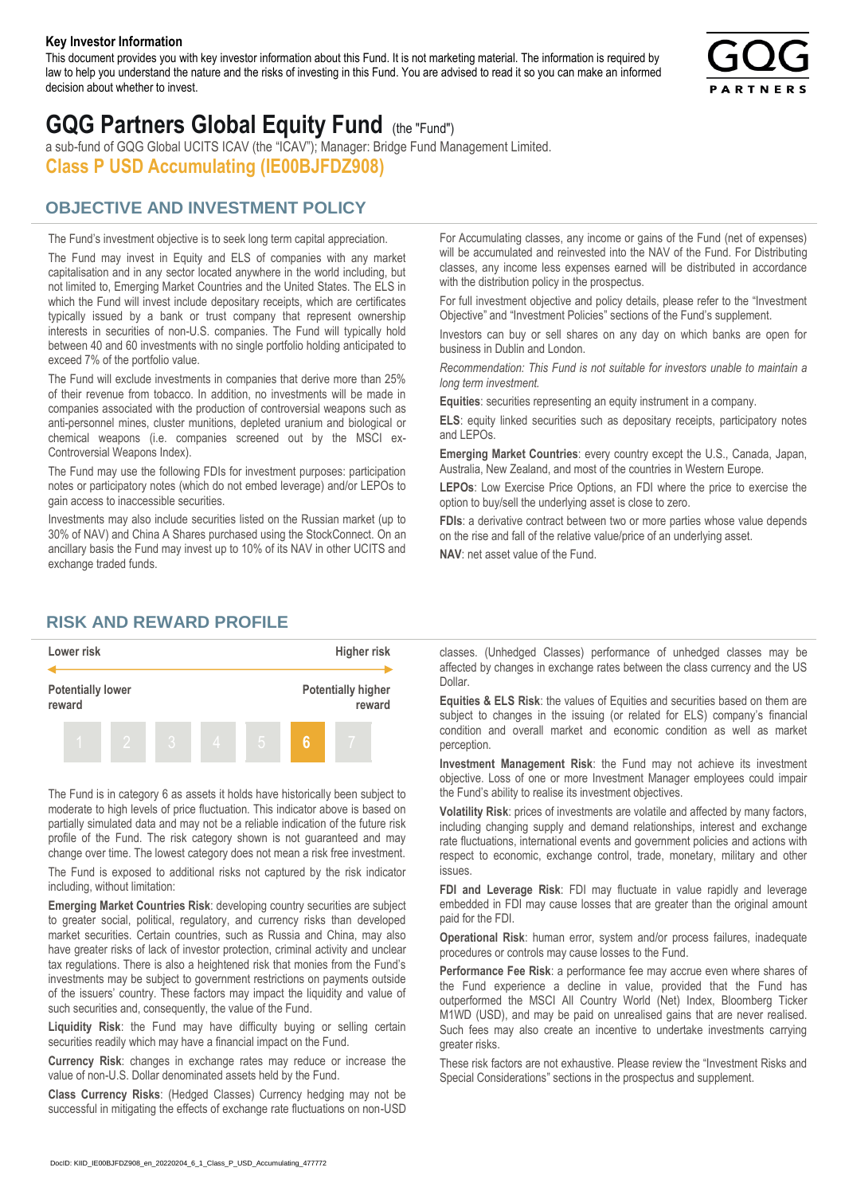**Key Investor Information**

This document provides you with key investor information about this Fund. It is not marketing material. The information is required by law to help you understand the nature and the risks of investing in this Fund. You are advised to read it so you can make an informed decision about whether to invest.

# GQG Partners Global Equity Fund (the "Fund")

a sub-fund of GQG Global UCITS ICAV (the "ICAV"); Manager: Bridge Fund Management Limited.

## Class P USD Accumulating (IE00BJFDZ908)

## OBJECTIVE AND INVESTMENT POLICY

The Fund's investment objective is to seek long term capital appreciation.

The Fund may invest in Equity and ELS of companies with any market capitalisation and in any sector located anywhere in the world including, but not limited to, Emerging Market Countries and the United States. The ELS in which the Fund will invest include depositary receipts, which are certificates typically issued by a bank or trust company that represent ownership interests in securities of non-U.S. companies. The Fund will typically hold between 40 and 60 investments with no single portfolio holding anticipated to exceed 7% of the portfolio value.

The Fund will exclude investments in companies that derive more than 25% of their revenue from tobacco. In addition, no investments will be made in companies associated with the production of controversial weapons such as anti-personnel mines, cluster munitions, depleted uranium and biological or chemical weapons (i.e. companies screened out by the MSCI ex-Controversial Weapons Index).

The Fund may use the following FDIs for investment purposes: participation notes or participatory notes (which do not embed leverage) and/or LEPOs to gain access to inaccessible securities.

Investments may also include securities listed on the Russian market (up to 30% of NAV) and China A Shares purchased using the StockConnect. On an ancillary basis the Fund may invest up to 10% of its NAV in other UCITS and exchange traded funds.

For Accumulating classes, any income or gains of the Fund (net of expenses) will be accumulated and reinvested into the NAV of the Fund. For Distributing classes, any income less expenses earned will be distributed in accordance with the distribution policy in the prospectus.

For full investment objective and policy details, please refer to the "Investment Objective" and "Investment Policies" sections of the Fund's supplement.

Investors can buy or sell shares on any day on which banks are open for business in Dublin and London.

*Recommendation: This Fund is not suitable for investors unable to maintain a long term investment.*

**Equities**: securities representing an equity instrument in a company.

**ELS**: equity linked securities such as depositary receipts, participatory notes and LEPOs.

**Emerging Market Countries**: every country except the U.S., Canada, Japan, Australia, New Zealand, and most of the countries in Western Europe.

**LEPOs**: Low Exercise Price Options, an FDI where the price to exercise the option to buy/sell the underlying asset is close to zero.

**FDIs**: a derivative contract between two or more parties whose value depends on the rise and fall of the relative value/price of an underlying asset.

**NAV**: net asset value of the Fund.

## RISK AND REWARD PROFILE

| Lower risk | | | | | | Higher risk |
|---|---|---|---|---|---|---|
| Potentially lower reward | | | | | | Potentially higher reward |
| 1 | 2 | 3 | 4 | 5 | **6** | 7 |

The Fund is in category 6 as assets it holds have historically been subject to moderate to high levels of price fluctuation. This indicator above is based on partially simulated data and may not be a reliable indication of the future risk profile of the Fund. The risk category shown is not guaranteed and may change over time. The lowest category does not mean a risk free investment.

The Fund is exposed to additional risks not captured by the risk indicator including, without limitation:

**Emerging Market Countries Risk**: developing country securities are subject to greater social, political, regulatory, and currency risks than developed market securities. Certain countries, such as Russia and China, may also have greater risks of lack of investor protection, criminal activity and unclear tax regulations. There is also a heightened risk that monies from the Fund's investments may be subject to government restrictions on payments outside of the issuers' country. These factors may impact the liquidity and value of such securities and, consequently, the value of the Fund.

**Liquidity Risk**: the Fund may have difficulty buying or selling certain securities readily which may have a financial impact on the Fund.

**Currency Risk**: changes in exchange rates may reduce or increase the value of non-U.S. Dollar denominated assets held by the Fund.

**Class Currency Risks**: (Hedged Classes) Currency hedging may not be successful in mitigating the effects of exchange rate fluctuations on non-USD classes. (Unhedged Classes) performance of unhedged classes may be affected by changes in exchange rates between the class currency and the US Dollar.

**Equities & ELS Risk**: the values of Equities and securities based on them are subject to changes in the issuing (or related for ELS) company's financial condition and overall market and economic condition as well as market perception.

**Investment Management Risk**: the Fund may not achieve its investment objective. Loss of one or more Investment Manager employees could impair the Fund's ability to realise its investment objectives.

**Volatility Risk**: prices of investments are volatile and affected by many factors, including changing supply and demand relationships, interest and exchange rate fluctuations, international events and government policies and actions with respect to economic, exchange control, trade, monetary, military and other issues.

**FDI and Leverage Risk**: FDI may fluctuate in value rapidly and leverage embedded in FDI may cause losses that are greater than the original amount paid for the FDI.

**Operational Risk**: human error, system and/or process failures, inadequate procedures or controls may cause losses to the Fund.

**Performance Fee Risk**: a performance fee may accrue even where shares of the Fund experience a decline in value, provided that the Fund has outperformed the MSCI All Country World (Net) Index, Bloomberg Ticker M1WD (USD), and may be paid on unrealised gains that are never realised. Such fees may also create an incentive to undertake investments carrying greater risks.

These risk factors are not exhaustive. Please review the "Investment Risks and Special Considerations" sections in the prospectus and supplement.

DocID: KIID_IE00BJFDZ908_en_20220204_6_1_Class_P_USD_Accumulating_477772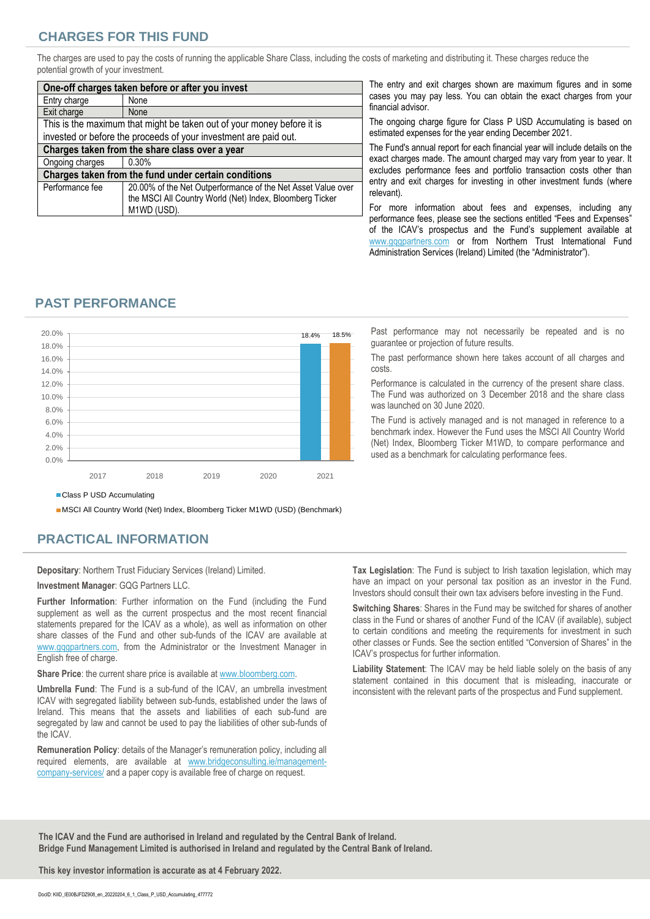## CHARGES FOR THIS FUND

The charges are used to pay the costs of running the applicable Share Class, including the costs of marketing and distributing it. These charges reduce the potential growth of your investment.

| One-off charges taken before or after you invest | |
|---|---|
| Entry charge | None |
| Exit charge | None |
| This is the maximum that might be taken out of your money before it is invested or before the proceeds of your investment are paid out. | |
| **Charges taken from the share class over a year** | |
| Ongoing charges | 0.30% |
| **Charges taken from the fund under certain conditions** | |
| Performance fee | 20.00% of the Net Outperformance of the Net Asset Value over the MSCI All Country World (Net) Index, Bloomberg Ticker M1WD (USD). |

The entry and exit charges shown are maximum figures and in some cases you may pay less. You can obtain the exact charges from your financial advisor.

The ongoing charge figure for Class P USD Accumulating is based on estimated expenses for the year ending December 2021.

The Fund's annual report for each financial year will include details on the exact charges made. The amount charged may vary from year to year. It excludes performance fees and portfolio transaction costs other than entry and exit charges for investing in other investment funds (where relevant).

For more information about fees and expenses, including any performance fees, please see the sections entitled "Fees and Expenses" of the ICAV's prospectus and the Fund's supplement available at www.gqgpartners.com or from Northern Trust International Fund Administration Services (Ireland) Limited (the "Administrator").

## PAST PERFORMANCE

20.0%
18.0%
16.0%
14.0%
12.0%
10.0%
8.0%
6.0%
4.0%
2.0%
0.0%

18.4% 18.5%

2017 2018 2019 2020 2021

Class P USD Accumulating

MSCI All Country World (Net) Index, Bloomberg Ticker M1WD (USD) (Benchmark)

Past performance may not necessarily be repeated and is no guarantee or projection of future results.

The past performance shown here takes account of all charges and costs.

Performance is calculated in the currency of the present share class. The Fund was authorized on 3 December 2018 and the share class was launched on 30 June 2020.

The Fund is actively managed and is not managed in reference to a benchmark index. However the Fund uses the MSCI All Country World (Net) Index, Bloomberg Ticker M1WD, to compare performance and used as a benchmark for calculating performance fees.

## PRACTICAL INFORMATION

**Depositary**: Northern Trust Fiduciary Services (Ireland) Limited.

**Investment Manager**: GQG Partners LLC.

**Further Information**: Further information on the Fund (including the Fund supplement as well as the current prospectus and the most recent financial statements prepared for the ICAV as a whole), as well as information on other share classes of the Fund and other sub-funds of the ICAV are available at www.gqgpartners.com, from the Administrator or the Investment Manager in English free of charge.

**Share Price**: the current share price is available at www.bloomberg.com.

**Umbrella Fund**: The Fund is a sub-fund of the ICAV, an umbrella investment ICAV with segregated liability between sub-funds, established under the laws of Ireland. This means that the assets and liabilities of each sub-fund are segregated by law and cannot be used to pay the liabilities of other sub-funds of the ICAV.

**Remuneration Policy**: details of the Manager's remuneration policy, including all required elements, are available at www.bridgeconsulting.ie/management-company-services/ and a paper copy is available free of charge on request.

**Tax Legislation**: The Fund is subject to Irish taxation legislation, which may have an impact on your personal tax position as an investor in the Fund. Investors should consult their own tax advisers before investing in the Fund.

**Switching Shares**: Shares in the Fund may be switched for shares of another class in the Fund or shares of another Fund of the ICAV (if available), subject to certain conditions and meeting the requirements for investment in such other classes or Funds. See the section entitled "Conversion of Shares" in the ICAV's prospectus for further information.

**Liability Statement**: The ICAV may be held liable solely on the basis of any statement contained in this document that is misleading, inaccurate or inconsistent with the relevant parts of the prospectus and Fund supplement.

**The ICAV and the Fund are authorised in Ireland and regulated by the Central Bank of Ireland.**
**Bridge Fund Management Limited is authorised in Ireland and regulated by the Central Bank of Ireland.**

**This key investor information is accurate as at 4 February 2022.**

DocID: KIID_IE00BJFDZ908_en_20220204_6_1_Class_P_USD_Accumulating_477772